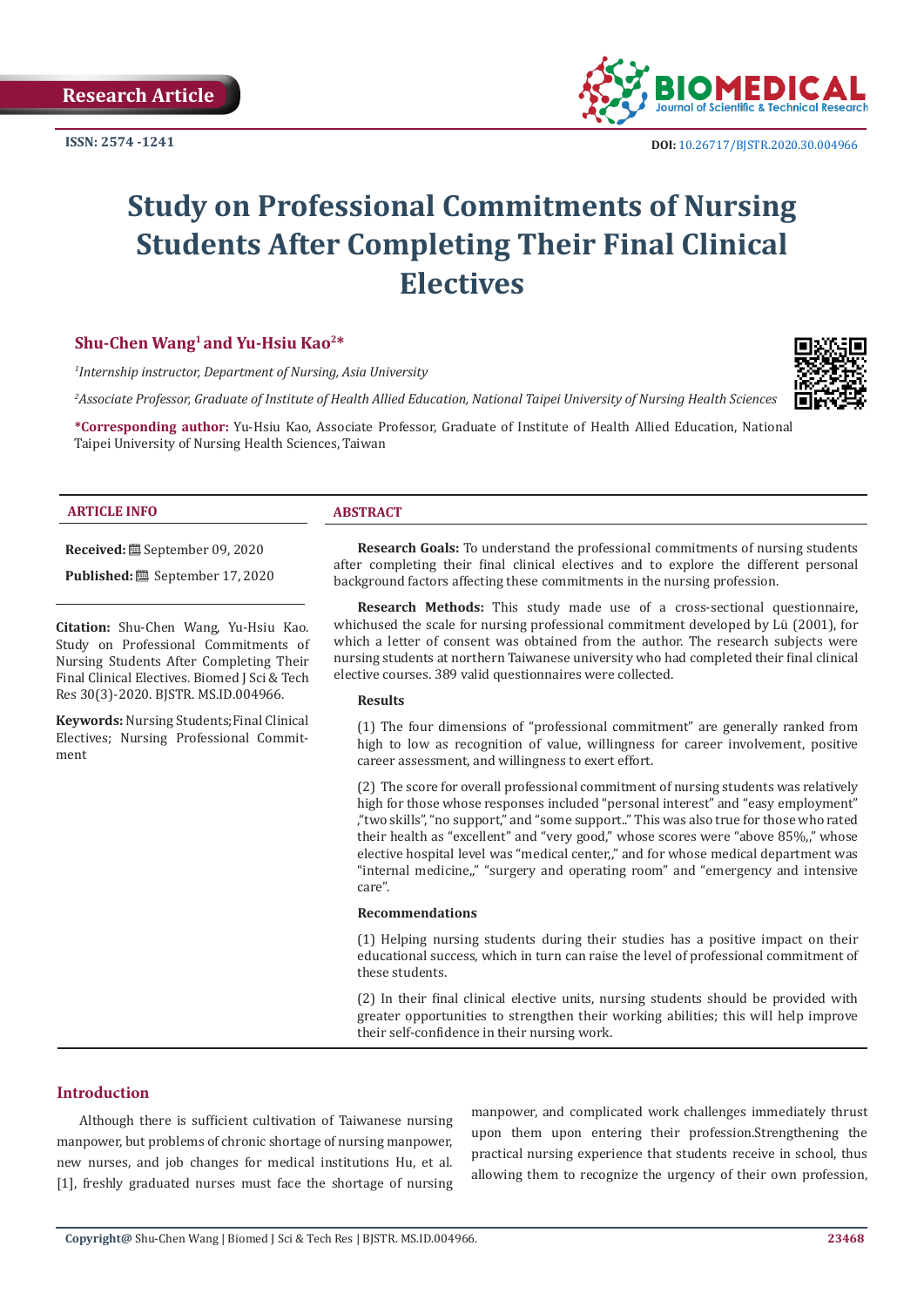Research Article

ISSN: 2574 -1241

DOI: 10.26717/BJSTR.2020.30.004966

# Study on Professional Commitments of Nursing Students After Completing Their Final Clinical Electives

**Shu-Chen Wang[1] and Yu-Hsiu Kao[2]***

*[1]Internship instructor, Department of Nursing, Asia University*

*[2]Associate Professor, Graduate of Institute of Health Allied Education, National Taipei University of Nursing Health Sciences*

***Corresponding author:** Yu-Hsiu Kao, Associate Professor, Graduate of Institute of Health Allied Education, National Taipei University of Nursing Health Sciences, Taiwan

### ARTICLE INFO

**Received:** September 09, 2020

**Published:** September 17, 2020

**Citation:** Shu-Chen Wang, Yu-Hsiu Kao. Study on Professional Commitments of Nursing Students After Completing Their Final Clinical Electives. Biomed J Sci & Tech Res 30(3)-2020. BJSTR. MS.ID.004966.

**Keywords:** Nursing Students;Final Clinical Electives; Nursing Professional Commitment

### ABSTRACT

**Research Goals:** To understand the professional commitments of nursing students after completing their final clinical electives and to explore the different personal background factors affecting these commitments in the nursing profession.

**Research Methods:** This study made use of a cross-sectional questionnaire, whichused the scale for nursing professional commitment developed by Lü (2001), for which a letter of consent was obtained from the author. The research subjects were nursing students at northern Taiwanese university who had completed their final clinical elective courses. 389 valid questionnaires were collected.

**Results**

(1) The four dimensions of "professional commitment" are generally ranked from high to low as recognition of value, willingness for career involvement, positive career assessment, and willingness to exert effort.

(2) The score for overall professional commitment of nursing students was relatively high for those whose responses included "personal interest" and "easy employment" ,"two skills", "no support," and "some support.." This was also true for those who rated their health as "excellent" and "very good," whose scores were "above 85%,," whose elective hospital level was "medical center,," and for whose medical department was "internal medicine,," "surgery and operating room" and "emergency and intensive care".

**Recommendations**

(1) Helping nursing students during their studies has a positive impact on their educational success, which in turn can raise the level of professional commitment of these students.

(2) In their final clinical elective units, nursing students should be provided with greater opportunities to strengthen their working abilities; this will help improve their self-confidence in their nursing work.

## Introduction

Although there is sufficient cultivation of Taiwanese nursing manpower, but problems of chronic shortage of nursing manpower, new nurses, and job changes for medical institutions Hu, et al. [1], freshly graduated nurses must face the shortage of nursing manpower, and complicated work challenges immediately thrust upon them upon entering their profession.Strengthening the practical nursing experience that students receive in school, thus allowing them to recognize the urgency of their own profession,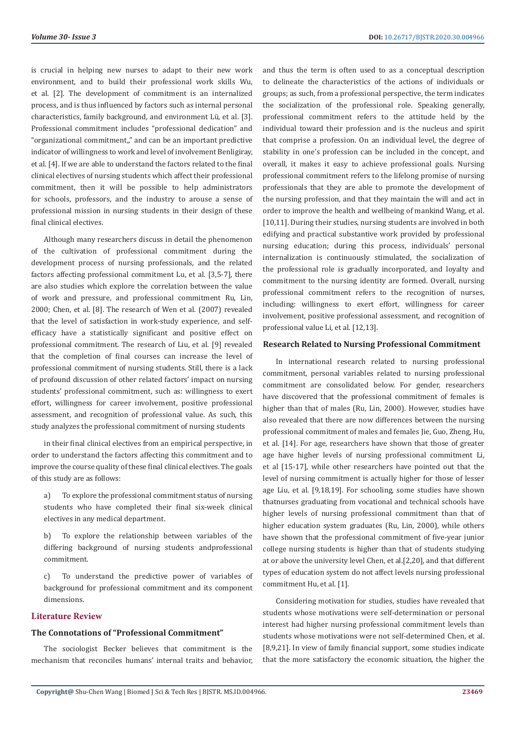is crucial in helping new nurses to adapt to their new work environment, and to build their professional work skills Wu, et al. [2]. The development of commitment is an internalized process, and is thus influenced by factors such as internal personal characteristics, family background, and environment Lü, et al. [3]. Professional commitment includes "professional dedication" and "organizational commitment,," and can be an important predictive indicator of willingness to work and level of involvement Benligiray, et al. [4]. If we are able to understand the factors related to the final clinical electives of nursing students which affect their professional commitment, then it will be possible to help administrators for schools, professors, and the industry to arouse a sense of professional mission in nursing students in their design of these final clinical electives.

Although many researchers discuss in detail the phenomenon of the cultivation of professional commitment during the development process of nursing professionals, and the related factors affecting professional commitment Lu, et al. [3,5-7], there are also studies which explore the correlation between the value of work and pressure, and professional commitment Ru, Lin, 2000; Chen, et al. [8]. The research of Wen et al. (2007) revealed that the level of satisfaction in work-study experience, and self-efficacy have a statistically significant and positive effect on professional commitment. The research of Liu, et al. [9] revealed that the completion of final courses can increase the level of professional commitment of nursing students. Still, there is a lack of profound discussion of other related factors' impact on nursing students' professional commitment, such as: willingness to exert effort, willingness for career involvement, positive professional assessment, and recognition of professional value. As such, this study analyzes the professional commitment of nursing students in their final clinical electives from an empirical perspective, in order to understand the factors affecting this commitment and to improve the course quality of these final clinical electives. The goals of this study are as follows:

a) To explore the professional commitment status of nursing students who have completed their final six-week clinical electives in any medical department.

b) To explore the relationship between variables of the differing background of nursing students andprofessional commitment.

c) To understand the predictive power of variables of background for professional commitment and its component dimensions.

## Literature Review

### The Connotations of "Professional Commitment"

The sociologist Becker believes that commitment is the mechanism that reconciles humans' internal traits and behavior, and thus the term is often used to as a conceptual description to delineate the characteristics of the actions of individuals or groups; as such, from a professional perspective, the term indicates the socialization of the professional role. Speaking generally, professional commitment refers to the attitude held by the individual toward their profession and is the nucleus and spirit that comprise a profession. On an individual level, the degree of stability in one's profession can be included in the concept, and overall, it makes it easy to achieve professional goals. Nursing professional commitment refers to the lifelong promise of nursing professionals that they are able to promote the development of the nursing profession, and that they maintain the will and act in order to improve the health and wellbeing of mankind Wang, et al. [10,11]. During their studies, nursing students are involved in both edifying and practical substantive work provided by professional nursing education; during this process, individuals' personal internalization is continuously stimulated, the socialization of the professional role is gradually incorporated, and loyalty and commitment to the nursing identity are formed. Overall, nursing professional commitment refers to the recognition of nurses, including: willingness to exert effort, willingness for career involvement, positive professional assessment, and recognition of professional value Li, et al. [12,13].

### Research Related to Nursing Professional Commitment

In international research related to nursing professional commitment, personal variables related to nursing professional commitment are consolidated below. For gender, researchers have discovered that the professional commitment of females is higher than that of males (Ru, Lin, 2000). However, studies have also revealed that there are now differences between the nursing professional commitment of males and females Jie, Guo, Zheng, Hu, et al. [14]. For age, researchers have shown that those of greater age have higher levels of nursing professional commitment Li, et al [15-17], while other researchers have pointed out that the level of nursing commitment is actually higher for those of lesser age Liu, et al. [9,18,19]. For schooling, some studies have shown thatnurses graduating from vocational and technical schools have higher levels of nursing professional commitment than that of higher education system graduates (Ru, Lin, 2000), while others have shown that the professional commitment of five-year junior college nursing students is higher than that of students studying at or above the university level Chen, et al.[2,20], and that different types of education system do not affect levels nursing professional commitment Hu, et al. [1].

Considering motivation for studies, studies have revealed that students whose motivations were self-determination or personal interest had higher nursing professional commitment levels than students whose motivations were not self-determined Chen, et al. [8,9,21]. In view of family financial support, some studies indicate that the more satisfactory the economic situation, the higher the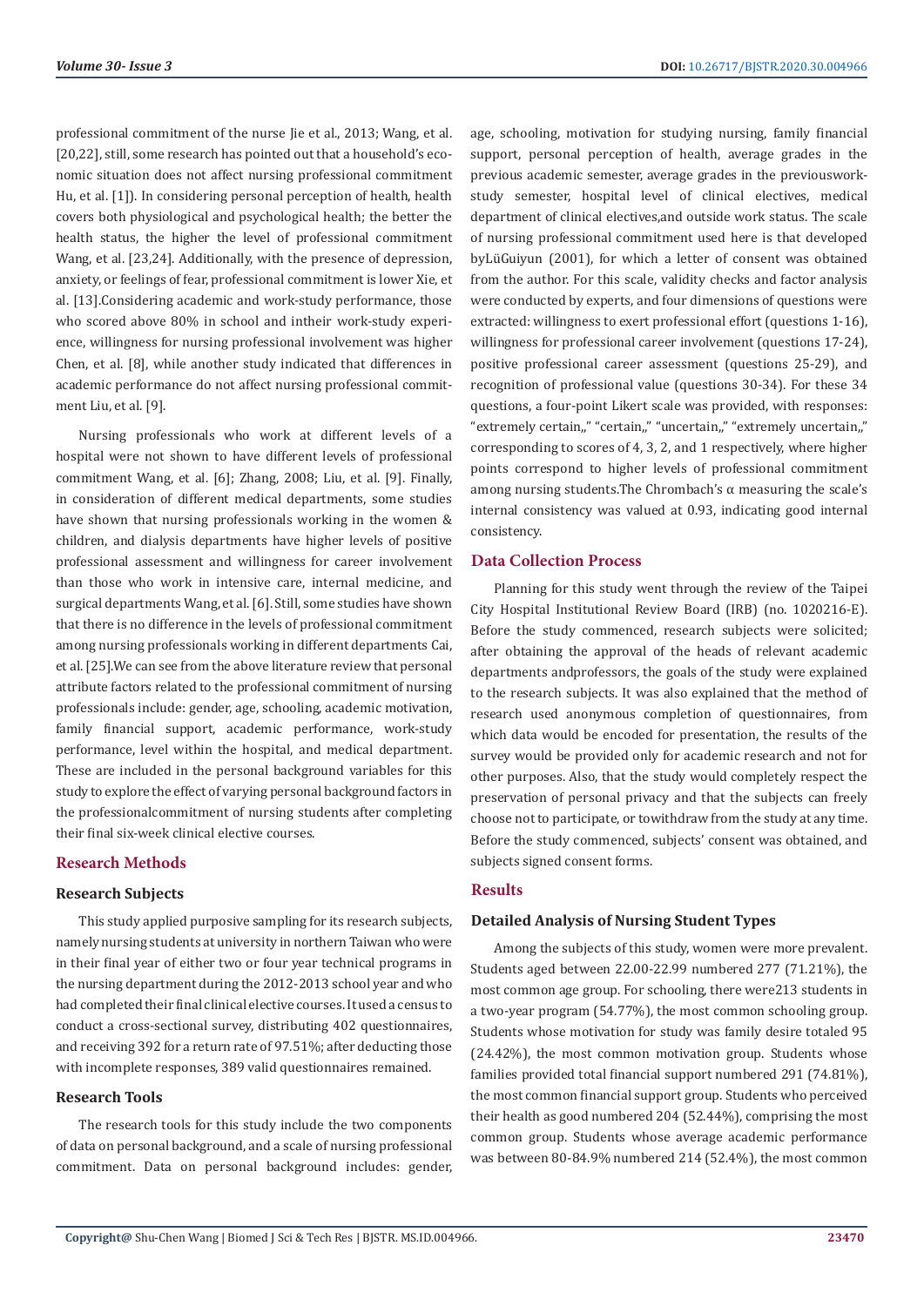professional commitment of the nurse Jie et al., 2013; Wang, et al. [20,22], still, some research has pointed out that a household's economic situation does not affect nursing professional commitment Hu, et al. [1]). In considering personal perception of health, health covers both physiological and psychological health; the better the health status, the higher the level of professional commitment Wang, et al. [23,24]. Additionally, with the presence of depression, anxiety, or feelings of fear, professional commitment is lower Xie, et al. [13].Considering academic and work-study performance, those who scored above 80% in school and intheir work-study experience, willingness for nursing professional involvement was higher Chen, et al. [8], while another study indicated that differences in academic performance do not affect nursing professional commitment Liu, et al. [9].

Nursing professionals who work at different levels of a hospital were not shown to have different levels of professional commitment Wang, et al. [6]; Zhang, 2008; Liu, et al. [9]. Finally, in consideration of different medical departments, some studies have shown that nursing professionals working in the women & children, and dialysis departments have higher levels of positive professional assessment and willingness for career involvement than those who work in intensive care, internal medicine, and surgical departments Wang,et al. [6]. Still, some studies have shown that there is no difference in the levels of professional commitment among nursing professionals working in different departments Cai, et al. [25].We can see from the above literature review that personal attribute factors related to the professional commitment of nursing professionals include: gender, age, schooling, academic motivation, family financial support, academic performance, work-study performance, level within the hospital, and medical department. These are included in the personal background variables for this study to explore the effect of varying personal background factors in the professionalcommitment of nursing students after completing their final six-week clinical elective courses.

## Research Methods

### Research Subjects

This study applied purposive sampling for its research subjects, namely nursing students at university in northern Taiwan who were in their final year of either two or four year technical programs in the nursing department during the 2012-2013 school year and who had completed their final clinical elective courses. It used a census to conduct a cross-sectional survey, distributing 402 questionnaires, and receiving 392 for a return rate of 97.51%; after deducting those with incomplete responses, 389 valid questionnaires remained.

### Research Tools

The research tools for this study include the two components of data on personal background, and a scale of nursing professional commitment. Data on personal background includes: gender, age, schooling, motivation for studying nursing, family financial support, personal perception of health, average grades in the previous academic semester, average grades in the previouswork-study semester, hospital level of clinical electives, medical department of clinical electives,and outside work status. The scale of nursing professional commitment used here is that developed byLüGuiyun (2001), for which a letter of consent was obtained from the author. For this scale, validity checks and factor analysis were conducted by experts, and four dimensions of questions were extracted: willingness to exert professional effort (questions 1-16), willingness for professional career involvement (questions 17-24), positive professional career assessment (questions 25-29), and recognition of professional value (questions 30-34). For these 34 questions, a four-point Likert scale was provided, with responses: "extremely certain,," "certain,," "uncertain,," "extremely uncertain,," corresponding to scores of 4, 3, 2, and 1 respectively, where higher points correspond to higher levels of professional commitment among nursing students.The Chrombach's α measuring the scale's internal consistency was valued at 0.93, indicating good internal consistency.

### Data Collection Process

Planning for this study went through the review of the Taipei City Hospital Institutional Review Board (IRB) (no. 1020216-E). Before the study commenced, research subjects were solicited; after obtaining the approval of the heads of relevant academic departments andprofessors, the goals of the study were explained to the research subjects. It was also explained that the method of research used anonymous completion of questionnaires, from which data would be encoded for presentation, the results of the survey would be provided only for academic research and not for other purposes. Also, that the study would completely respect the preservation of personal privacy and that the subjects can freely choose not to participate, or towithdraw from the study at any time. Before the study commenced, subjects' consent was obtained, and subjects signed consent forms.

## Results

### Detailed Analysis of Nursing Student Types

Among the subjects of this study, women were more prevalent. Students aged between 22.00-22.99 numbered 277 (71.21%), the most common age group. For schooling, there were213 students in a two-year program (54.77%), the most common schooling group. Students whose motivation for study was family desire totaled 95 (24.42%), the most common motivation group. Students whose families provided total financial support numbered 291 (74.81%), the most common financial support group. Students who perceived their health as good numbered 204 (52.44%), comprising the most common group. Students whose average academic performance was between 80-84.9% numbered 214 (52.4%), the most common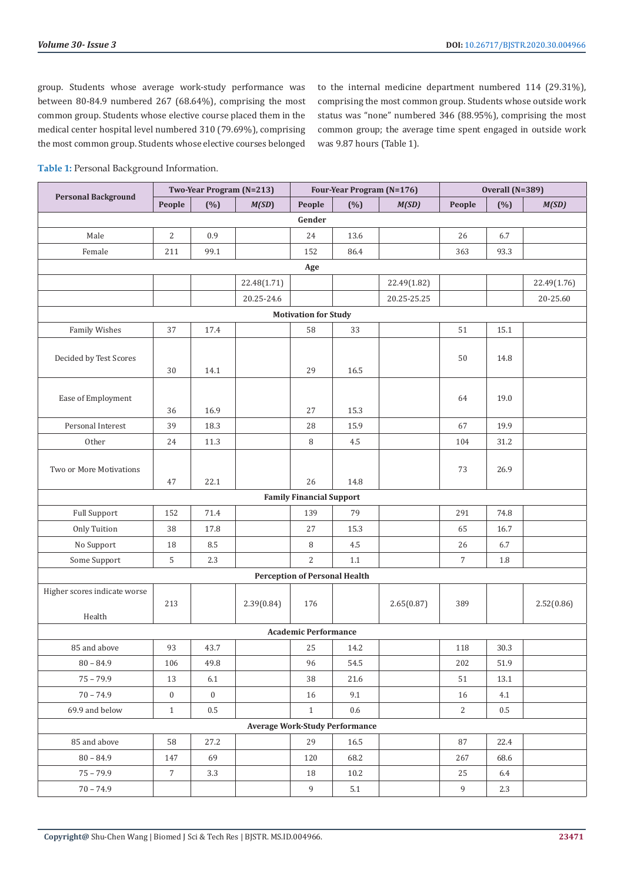group. Students whose average work-study performance was between 80-84.9 numbered 267 (68.64%), comprising the most common group. Students whose elective course placed them in the medical center hospital level numbered 310 (79.69%), comprising the most common group. Students whose elective courses belonged to the internal medicine department numbered 114 (29.31%), comprising the most common group. Students whose outside work status was "none" numbered 346 (88.95%), comprising the most common group; the average time spent engaged in outside work was 9.87 hours (Table 1).

**Table 1:** Personal Background Information.

| Personal Background | Two-Year Program (N=213) | | | Four-Year Program (N=176) | | | Overall (N=389) | | |
|---|---|---|---|---|---|---|---|---|---|
| | People | (%) | *M(SD)* | People | (%) | *M(SD)* | People | (%) | *M(SD)* |
| **Gender** | | | | | | | | | |
| Male | 2 | 0.9 | | 24 | 13.6 | | 26 | 6.7 | |
| Female | 211 | 99.1 | | 152 | 86.4 | | 363 | 93.3 | |
| **Age** | | | | | | | | | |
| | | | 22.48(1.71) | | | 22.49(1.82) | | | 22.49(1.76) |
| | | | 20.25-24.6 | | | 20.25-25.25 | | | 20-25.60 |
| **Motivation for Study** | | | | | | | | | |
| Family Wishes | 37 | 17.4 | | 58 | 33 | | 51 | 15.1 | |
| Decided by Test Scores | 30 | 14.1 | | 29 | 16.5 | | 50 | 14.8 | |
| Ease of Employment | 36 | 16.9 | | 27 | 15.3 | | 64 | 19.0 | |
| Personal Interest | 39 | 18.3 | | 28 | 15.9 | | 67 | 19.9 | |
| Other | 24 | 11.3 | | 8 | 4.5 | | 104 | 31.2 | |
| Two or More Motivations | 47 | 22.1 | | 26 | 14.8 | | 73 | 26.9 | |
| **Family Financial Support** | | | | | | | | | |
| Full Support | 152 | 71.4 | | 139 | 79 | | 291 | 74.8 | |
| Only Tuition | 38 | 17.8 | | 27 | 15.3 | | 65 | 16.7 | |
| No Support | 18 | 8.5 | | 8 | 4.5 | | 26 | 6.7 | |
| Some Support | 5 | 2.3 | | 2 | 1.1 | | 7 | 1.8 | |
| **Perception of Personal Health** | | | | | | | | | |
| Higher scores indicate worse Health | 213 | | 2.39(0.84) | 176 | | 2.65(0.87) | 389 | | 2.52(0.86) |
| **Academic Performance** | | | | | | | | | |
| 85 and above | 93 | 43.7 | | 25 | 14.2 | | 118 | 30.3 | |
| 80 – 84.9 | 106 | 49.8 | | 96 | 54.5 | | 202 | 51.9 | |
| 75 – 79.9 | 13 | 6.1 | | 38 | 21.6 | | 51 | 13.1 | |
| 70 – 74.9 | 0 | 0 | | 16 | 9.1 | | 16 | 4.1 | |
| 69.9 and below | 1 | 0.5 | | 1 | 0.6 | | 2 | 0.5 | |
| **Average Work-Study Performance** | | | | | | | | | |
| 85 and above | 58 | 27.2 | | 29 | 16.5 | | 87 | 22.4 | |
| 80 – 84.9 | 147 | 69 | | 120 | 68.2 | | 267 | 68.6 | |
| 75 – 79.9 | 7 | 3.3 | | 18 | 10.2 | | 25 | 6.4 | |
| 70 – 74.9 | | | | 9 | 5.1 | | 9 | 2.3 | |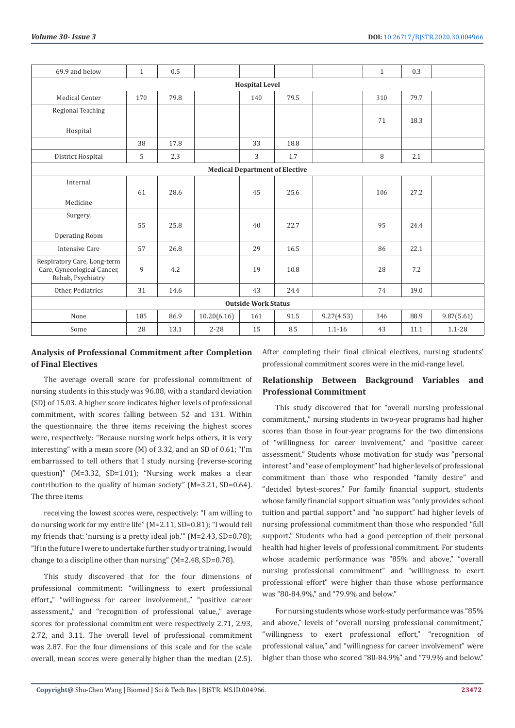| 69.9 and below | 1 | 0.5 | | | | | 1 | 0.3 | |
|---|---|---|---|---|---|---|---|---|---|
| **Hospital Level** | | | | | | | | | |
| Medical Center | 170 | 79.8 | | 140 | 79.5 | | 310 | 79.7 | |
| Regional Teaching Hospital | | | | | | | 71 | 18.3 | |
| | 38 | 17.8 | | 33 | 18.8 | | | | |
| District Hospital | 5 | 2.3 | | 3 | 1.7 | | 8 | 2.1 | |
| **Medical Department of Elective** | | | | | | | | | |
| Internal Medicine | 61 | 28.6 | | 45 | 25.6 | | 106 | 27.2 | |
| Surgery, Operating Room | 55 | 25.8 | | 40 | 22.7 | | 95 | 24.4 | |
| Intensive Care | 57 | 26.8 | | 29 | 16.5 | | 86 | 22.1 | |
| Respiratory Care, Long-term Care, Gynecological Cancer, Rehab, Psychiatry | 9 | 4.2 | | 19 | 10.8 | | 28 | 7.2 | |
| Other, Pediatrics | 31 | 14.6 | | 43 | 24.4 | | 74 | 19.0 | |
| **Outside Work Status** | | | | | | | | | |
| None | 185 | 86.9 | 10.20(6.16) | 161 | 91.5 | 9.27(4.53) | 346 | 88.9 | 9.87(5.61) |
| Some | 28 | 13.1 | 2-28 | 15 | 8.5 | 1.1-16 | 43 | 11.1 | 1.1-28 |

## Analysis of Professional Commitment after Completion of Final Electives

The average overall score for professional commitment of nursing students in this study was 96.08, with a standard deviation (SD) of 15.03. A higher score indicates higher levels of professional commitment, with scores falling between 52 and 131. Within the questionnaire, the three items receiving the highest scores were, respectively: "Because nursing work helps others, it is very interesting" with a mean score (M) of 3.32, and an SD of 0.61; "I'm embarrassed to tell others that I study nursing (reverse-scoring question)" (M=3.32, SD=1.01); "Nursing work makes a clear contribution to the quality of human society" (M=3.21, SD=0.64). The three items

receiving the lowest scores were, respectively: "I am willing to do nursing work for my entire life" (M=2.11, SD=0.81); "I would tell my friends that: 'nursing is a pretty ideal job.'" (M=2.43, SD=0.78); "If in the future I were to undertake further study or training, I would change to a discipline other than nursing" (M=2.48, SD=0.78).

This study discovered that for the four dimensions of professional commitment: "willingness to exert professional effort,," "willingness for career involvement,," "positive career assessment,," and "recognition of professional value,," average scores for professional commitment were respectively 2.71, 2.93, 2.72, and 3.11. The overall level of professional commitment was 2.87. For the four dimensions of this scale and for the scale overall, mean scores were generally higher than the median (2.5). After completing their final clinical electives, nursing students' professional commitment scores were in the mid-range level.

## Relationship Between Background Variables and Professional Commitment

This study discovered that for "overall nursing professional commitment,," nursing students in two-year programs had higher scores than those in four-year programs for the two dimensions of "willingness for career involvement," and "positive career assessment." Students whose motivation for study was "personal interest" and "ease of employment" had higher levels of professional commitment than those who responded "family desire" and "decided bytest-scores." For family financial support, students whose family financial support situation was "only provides school tuition and partial support" and "no support" had higher levels of nursing professional commitment than those who responded "full support." Students who had a good perception of their personal health had higher levels of professional commitment. For students whose academic performance was "85% and above," "overall nursing professional commitment" and "willingness to exert professional effort" were higher than those whose performance was "80-84.9%," and "79.9% and below."

For nursing students whose work-study performance was "85% and above," levels of "overall nursing professional commitment," "willingness to exert professional effort," "recognition of professional value," and "willingness for career involvement" were higher than those who scored "80-84.9%" and "79.9% and below."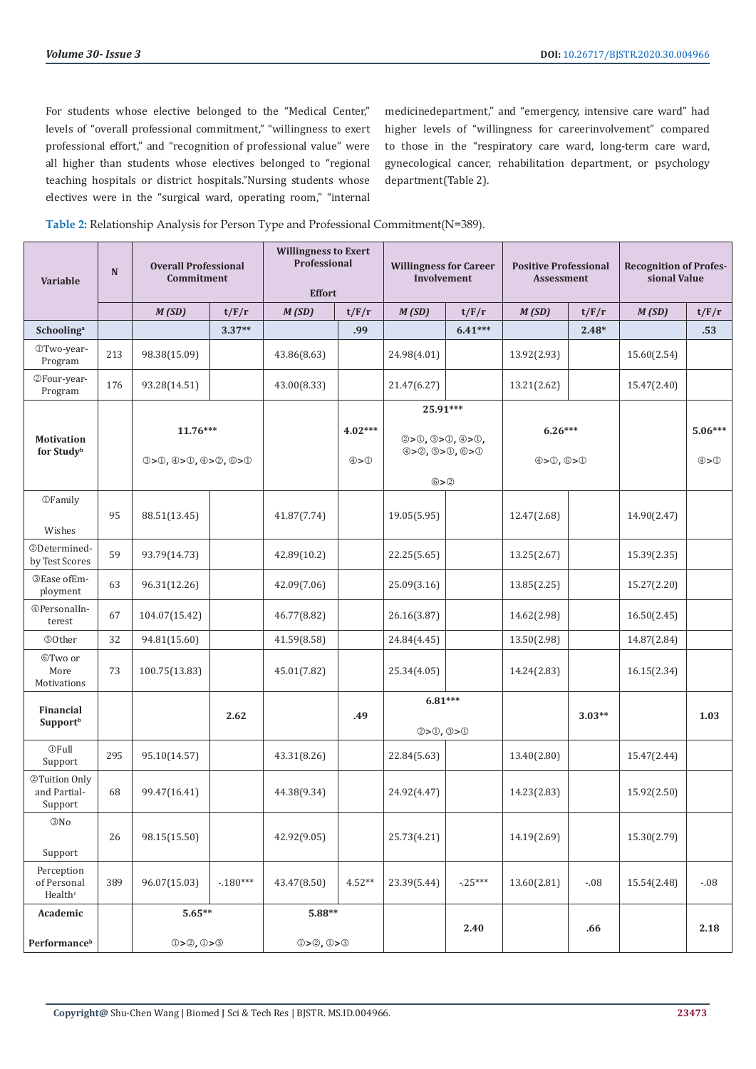For students whose elective belonged to the "Medical Center," levels of "overall professional commitment," "willingness to exert professional effort," and "recognition of professional value" were all higher than students whose electives belonged to "regional teaching hospitals or district hospitals."Nursing students whose electives were in the "surgical ward, operating room," "internal medicinedepartment," and "emergency, intensive care ward" had higher levels of "willingness for careerinvolvement" compared to those in the "respiratory care ward, long-term care ward, gynecological cancer, rehabilitation department, or psychology department(Table 2).

**Table 2:** Relationship Analysis for Person Type and Professional Commitment(N=389).

| Variable | N | Overall Professional Commitment | | Willingness to Exert Professional Effort | | Willingness for Career Involvement | | Positive Professional Assessment | | Recognition of Professional Value | |
|---|---|---|---|---|---|---|---|---|---|---|---|
| | | *M (SD)* | t/F/r | *M (SD)* | t/F/r | *M (SD)* | t/F/r | *M (SD)* | t/F/r | *M (SD)* | t/F/r |
| **Schooling**[a] | | | **3.37**** | | **.99** | | **6.41***** | | **2.48*** | | **.53** |
| ①Two-year-Program | 213 | 98.38(15.09) | | 43.86(8.63) | | 24.98(4.01) | | 13.92(2.93) | | 15.60(2.54) | |
| ②Four-year-Program | 176 | 93.28(14.51) | | 43.00(8.33) | | 21.47(6.27) | | 13.21(2.62) | | 15.47(2.40) | |
| **Motivation for Study**[b] | | 11.76*** ③>①, ④>①, ④>②, ⑥>① | | | 4.02*** ④>① | 25.91*** ②>①, ③>①, ④>①, ④>②, ⑤>①, ⑥>① ⑥>② | | 6.26*** ④>①, ⑥>① | | | 5.06*** ④>① |
| ①Family Wishes | 95 | 88.51(13.45) | | 41.87(7.74) | | 19.05(5.95) | | 12.47(2.68) | | 14.90(2.47) | |
| ②Determined-by Test Scores | 59 | 93.79(14.73) | | 42.89(10.2) | | 22.25(5.65) | | 13.25(2.67) | | 15.39(2.35) | |
| ③Ease ofEm-ployment | 63 | 96.31(12.26) | | 42.09(7.06) | | 25.09(3.16) | | 13.85(2.25) | | 15.27(2.20) | |
| ④PersonalIn-terest | 67 | 104.07(15.42) | | 46.77(8.82) | | 26.16(3.87) | | 14.62(2.98) | | 16.50(2.45) | |
| ⑤Other | 32 | 94.81(15.60) | | 41.59(8.58) | | 24.84(4.45) | | 13.50(2.98) | | 14.87(2.84) | |
| ⑥Two or More Motivations | 73 | 100.75(13.83) | | 45.01(7.82) | | 25.34(4.05) | | 14.24(2.83) | | 16.15(2.34) | |
| **Financial Support**[b] | | | **2.62** | | **.49** | 6.81*** ②>①, ③>① | | | **3.03**** | | **1.03** |
| ①Full Support | 295 | 95.10(14.57) | | 43.31(8.26) | | 22.84(5.63) | | 13.40(2.80) | | 15.47(2.44) | |
| ②Tuition Only and Partial-Support | 68 | 99.47(16.41) | | 44.38(9.34) | | 24.92(4.47) | | 14.23(2.83) | | 15.92(2.50) | |
| ③No Support | 26 | 98.15(15.50) | | 42.92(9.05) | | 25.73(4.21) | | 14.19(2.69) | | 15.30(2.79) | |
| Perception of Personal Health[c] | 389 | 96.07(15.03) | -.180*** | 43.47(8.50) | 4.52** | 23.39(5.44) | -.25*** | 13.60(2.81) | -.08 | 15.54(2.48) | -.08 |
| **Academic Performance**[b] | | 5.65** ①>②, ①>③ | | 5.88** ①>②, ①>③ | | | **2.40** | | **.66** | | **2.18** |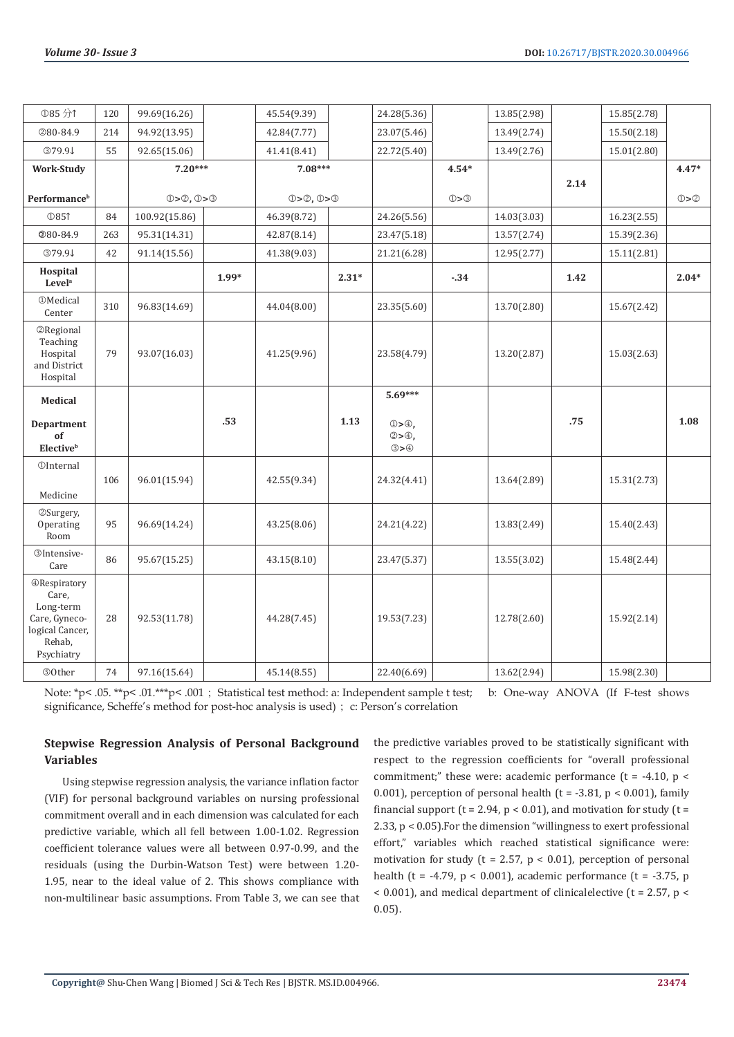| ①85 分↑ | 120 | 99.69(16.26) | | 45.54(9.39) | | 24.28(5.36) | | 13.85(2.98) | | 15.85(2.78) | |
|---|---|---|---|---|---|---|---|---|---|---|---|
| ②80-84.9 | 214 | 94.92(13.95) | | 42.84(7.77) | | 23.07(5.46) | | 13.49(2.74) | | 15.50(2.18) | |
| ③79.9↓ | 55 | 92.65(15.06) | | 41.41(8.41) | | 22.72(5.40) | | 13.49(2.76) | | 15.01(2.80) | |
| **Work-Study Performance**[b] | | **7.20***** ①>②, ①>③ | | **7.08***** ①>②, ①>③ | | | **4.54*** ①>③ | | **2.14** | | **4.47*** ①>② |
| ①85↑ | 84 | 100.92(15.86) | | 46.39(8.72) | | 24.26(5.56) | | 14.03(3.03) | | 16.23(2.55) | |
| ②80-84.9 | 263 | 95.31(14.31) | | 42.87(8.14) | | 23.47(5.18) | | 13.57(2.74) | | 15.39(2.36) | |
| ③79.9↓ | 42 | 91.14(15.56) | | 41.38(9.03) | | 21.21(6.28) | | 12.95(2.77) | | 15.11(2.81) | |
| **Hospital Level**[a] | | | **1.99*** | | **2.31*** | | **-.34** | | **1.42** | | **2.04*** |
| ①Medical Center | 310 | 96.83(14.69) | | 44.04(8.00) | | 23.35(5.60) | | 13.70(2.80) | | 15.67(2.42) | |
| ②Regional Teaching Hospital and District Hospital | 79 | 93.07(16.03) | | 41.25(9.96) | | 23.58(4.79) | | 13.20(2.87) | | 15.03(2.63) | |
| **Medical Department of Elective**[b] | | | **.53** | | **1.13** | **5.69***** ①>④, ②>④, ③>④ | | | **.75** | | **1.08** |
| ①Internal Medicine | 106 | 96.01(15.94) | | 42.55(9.34) | | 24.32(4.41) | | 13.64(2.89) | | 15.31(2.73) | |
| ②Surgery, Operating Room | 95 | 96.69(14.24) | | 43.25(8.06) | | 24.21(4.22) | | 13.83(2.49) | | 15.40(2.43) | |
| ③Intensive-Care | 86 | 95.67(15.25) | | 43.15(8.10) | | 23.47(5.37) | | 13.55(3.02) | | 15.48(2.44) | |
| ④Respiratory Care, Long-term Care, Gyneco-logical Cancer, Rehab, Psychiatry | 28 | 92.53(11.78) | | 44.28(7.45) | | 19.53(7.23) | | 12.78(2.60) | | 15.92(2.14) | |
| ⑤Other | 74 | 97.16(15.64) | | 45.14(8.55) | | 22.40(6.69) | | 13.62(2.94) | | 15.98(2.30) | |

Note: *p< .05. **p< .01.***p< .001； Statistical test method: a: Independent sample t test; b: One-way ANOVA (If F-test shows significance, Scheffe's method for post-hoc analysis is used)； c: Person's correlation

### Stepwise Regression Analysis of Personal Background Variables

Using stepwise regression analysis, the variance inflation factor (VIF) for personal background variables on nursing professional commitment overall and in each dimension was calculated for each predictive variable, which all fell between 1.00-1.02. Regression coefficient tolerance values were all between 0.97-0.99, and the residuals (using the Durbin-Watson Test) were between 1.20-1.95, near to the ideal value of 2. This shows compliance with non-multilinear basic assumptions. From Table 3, we can see that the predictive variables proved to be statistically significant with respect to the regression coefficients for "overall professional commitment;" these were: academic performance ($t = -4.10$, $p < 0.001$), perception of personal health ($t = -3.81$, $p < 0.001$), family financial support ($t = 2.94$, $p < 0.01$), and motivation for study ($t = 2.33$, $p < 0.05$).For the dimension "willingness to exert professional effort," variables which reached statistical significance were: motivation for study ($t = 2.57$, $p < 0.01$), perception of personal health ($t = -4.79$, $p < 0.001$), academic performance ($t = -3.75$, $p < 0.001$), and medical department of clinicalelective ($t = 2.57$, $p < 0.05$).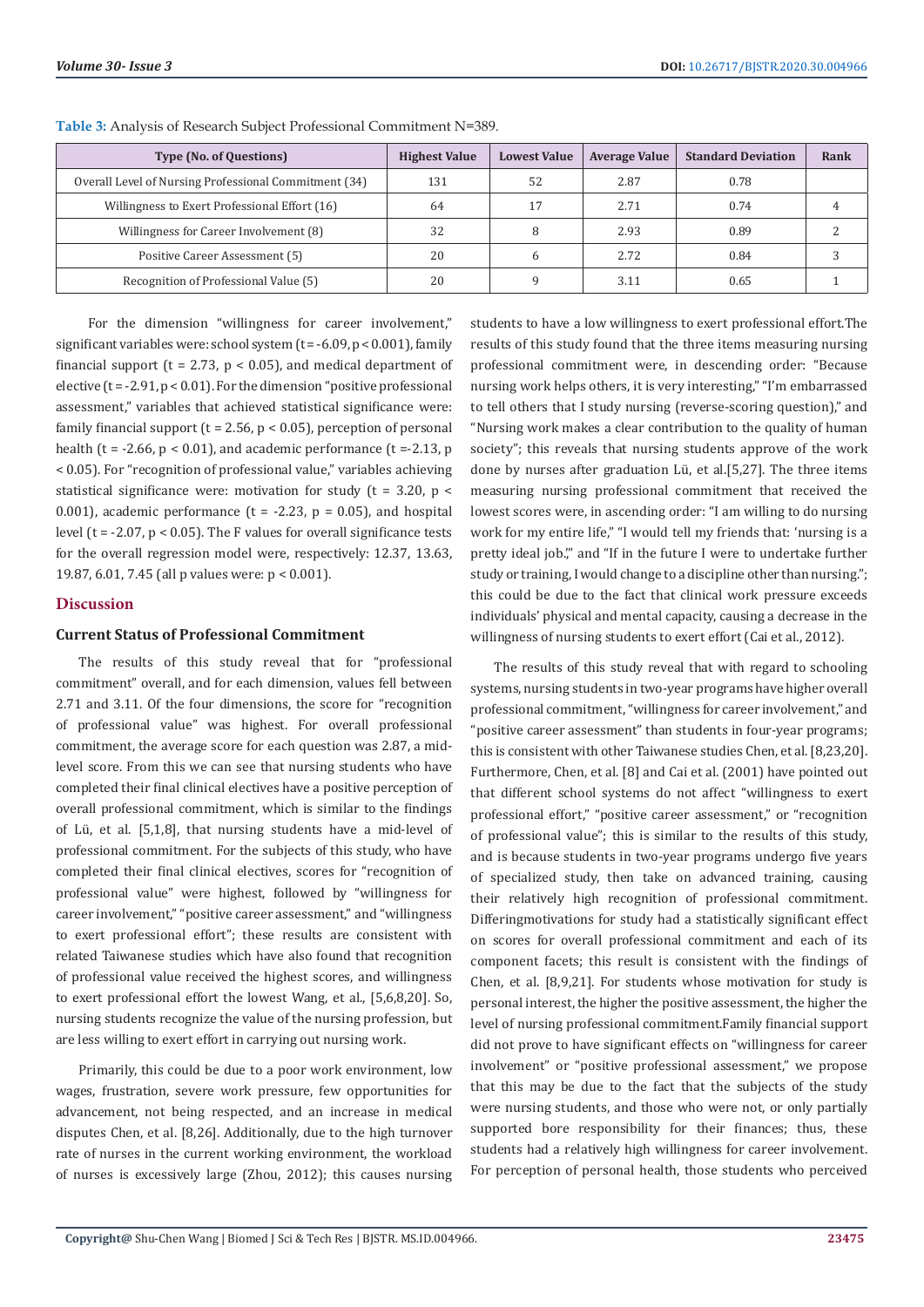**Table 3:** Analysis of Research Subject Professional Commitment N=389.

| Type (No. of Questions) | Highest Value | Lowest Value | Average Value | Standard Deviation | Rank |
|---|---|---|---|---|---|
| Overall Level of Nursing Professional Commitment (34) | 131 | 52 | 2.87 | 0.78 | |
| Willingness to Exert Professional Effort (16) | 64 | 17 | 2.71 | 0.74 | 4 |
| Willingness for Career Involvement (8) | 32 | 8 | 2.93 | 0.89 | 2 |
| Positive Career Assessment (5) | 20 | 6 | 2.72 | 0.84 | 3 |
| Recognition of Professional Value (5) | 20 | 9 | 3.11 | 0.65 | 1 |

For the dimension "willingness for career involvement," significant variables were: school system ($t = -6.09, p < 0.001$), family financial support ($t = 2.73$, $p < 0.05$), and medical department of elective ($t = -2.91, p < 0.01$). For the dimension "positive professional assessment," variables that achieved statistical significance were: family financial support ($t = 2.56$, $p < 0.05$), perception of personal health ($t = -2.66$, $p < 0.01$), and academic performance ($t = -2.13$, $p < 0.05$). For "recognition of professional value," variables achieving statistical significance were: motivation for study ($t = 3.20$, $p < 0.001$), academic performance ($t = -2.23$, $p = 0.05$), and hospital level ($t = -2.07$, $p < 0.05$). The F values for overall significance tests for the overall regression model were, respectively: 12.37, 13.63, 19.87, 6.01, 7.45 (all p values were: $p < 0.001$).

## Discussion

### Current Status of Professional Commitment

The results of this study reveal that for "professional commitment" overall, and for each dimension, values fell between 2.71 and 3.11. Of the four dimensions, the score for "recognition of professional value" was highest. For overall professional commitment, the average score for each question was 2.87, a mid-level score. From this we can see that nursing students who have completed their final clinical electives have a positive perception of overall professional commitment, which is similar to the findings of Lü, et al. [5,1,8], that nursing students have a mid-level of professional commitment. For the subjects of this study, who have completed their final clinical electives, scores for "recognition of professional value" were highest, followed by "willingness for career involvement," "positive career assessment," and "willingness to exert professional effort"; these results are consistent with related Taiwanese studies which have also found that recognition of professional value received the highest scores, and willingness to exert professional effort the lowest Wang, et al., [5,6,8,20]. So, nursing students recognize the value of the nursing profession, but are less willing to exert effort in carrying out nursing work.

Primarily, this could be due to a poor work environment, low wages, frustration, severe work pressure, few opportunities for advancement, not being respected, and an increase in medical disputes Chen, et al. [8,26]. Additionally, due to the high turnover rate of nurses in the current working environment, the workload of nurses is excessively large (Zhou, 2012); this causes nursing students to have a low willingness to exert professional effort.The results of this study found that the three items measuring nursing professional commitment were, in descending order: "Because nursing work helps others, it is very interesting," "I'm embarrassed to tell others that I study nursing (reverse-scoring question)," and "Nursing work makes a clear contribution to the quality of human society"; this reveals that nursing students approve of the work done by nurses after graduation Lü, et al.[5,27]. The three items measuring nursing professional commitment that received the lowest scores were, in ascending order: "I am willing to do nursing work for my entire life," "I would tell my friends that: 'nursing is a pretty ideal job.'," and "If in the future I were to undertake further study or training, I would change to a discipline other than nursing."; this could be due to the fact that clinical work pressure exceeds individuals' physical and mental capacity, causing a decrease in the willingness of nursing students to exert effort (Cai et al., 2012).

The results of this study reveal that with regard to schooling systems, nursing students in two-year programs have higher overall professional commitment, "willingness for career involvement," and "positive career assessment" than students in four-year programs; this is consistent with other Taiwanese studies Chen, et al. [8,23,20]. Furthermore, Chen, et al. [8] and Cai et al. (2001) have pointed out that different school systems do not affect "willingness to exert professional effort," "positive career assessment," or "recognition of professional value"; this is similar to the results of this study, and is because students in two-year programs undergo five years of specialized study, then take on advanced training, causing their relatively high recognition of professional commitment. Differingmotivations for study had a statistically significant effect on scores for overall professional commitment and each of its component facets; this result is consistent with the findings of Chen, et al. [8,9,21]. For students whose motivation for study is personal interest, the higher the positive assessment, the higher the level of nursing professional commitment.Family financial support did not prove to have significant effects on "willingness for career involvement" or "positive professional assessment," we propose that this may be due to the fact that the subjects of the study were nursing students, and those who were not, or only partially supported bore responsibility for their finances; thus, these students had a relatively high willingness for career involvement. For perception of personal health, those students who perceived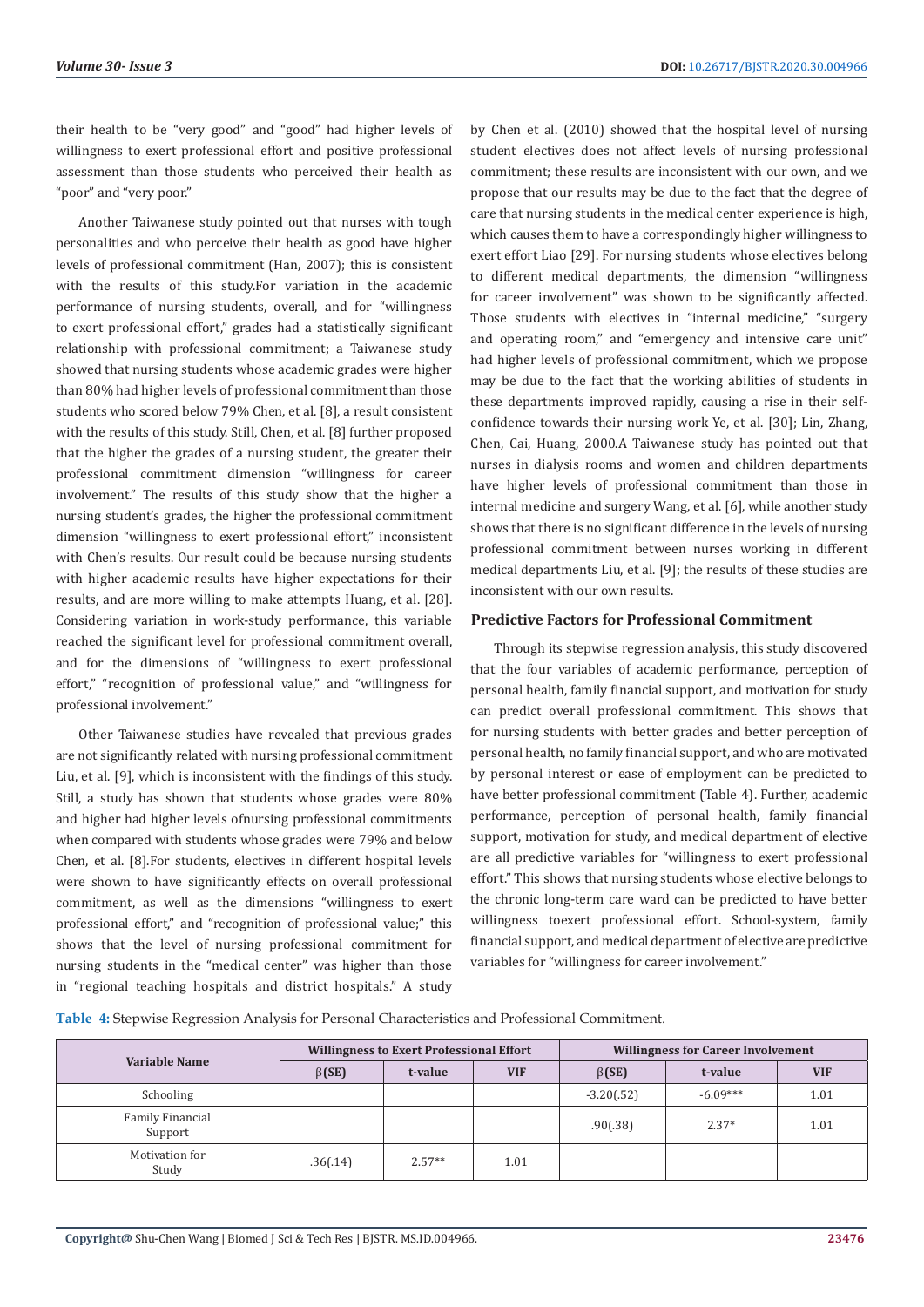their health to be "very good" and "good" had higher levels of willingness to exert professional effort and positive professional assessment than those students who perceived their health as "poor" and "very poor."

Another Taiwanese study pointed out that nurses with tough personalities and who perceive their health as good have higher levels of professional commitment (Han, 2007); this is consistent with the results of this study.For variation in the academic performance of nursing students, overall, and for "willingness to exert professional effort," grades had a statistically significant relationship with professional commitment; a Taiwanese study showed that nursing students whose academic grades were higher than 80% had higher levels of professional commitment than those students who scored below 79% Chen, et al. [8], a result consistent with the results of this study. Still, Chen, et al. [8] further proposed that the higher the grades of a nursing student, the greater their professional commitment dimension "willingness for career involvement." The results of this study show that the higher a nursing student's grades, the higher the professional commitment dimension "willingness to exert professional effort," inconsistent with Chen's results. Our result could be because nursing students with higher academic results have higher expectations for their results, and are more willing to make attempts Huang, et al. [28]. Considering variation in work-study performance, this variable reached the significant level for professional commitment overall, and for the dimensions of "willingness to exert professional effort," "recognition of professional value," and "willingness for professional involvement."

Other Taiwanese studies have revealed that previous grades are not significantly related with nursing professional commitment Liu, et al. [9], which is inconsistent with the findings of this study. Still, a study has shown that students whose grades were 80% and higher had higher levels ofnursing professional commitments when compared with students whose grades were 79% and below Chen, et al. [8].For students, electives in different hospital levels were shown to have significantly effects on overall professional commitment, as well as the dimensions "willingness to exert professional effort," and "recognition of professional value;" this shows that the level of nursing professional commitment for nursing students in the "medical center" was higher than those in "regional teaching hospitals and district hospitals." A study by Chen et al. (2010) showed that the hospital level of nursing student electives does not affect levels of nursing professional commitment; these results are inconsistent with our own, and we propose that our results may be due to the fact that the degree of care that nursing students in the medical center experience is high, which causes them to have a correspondingly higher willingness to exert effort Liao [29]. For nursing students whose electives belong to different medical departments, the dimension "willingness for career involvement" was shown to be significantly affected. Those students with electives in "internal medicine," "surgery and operating room," and "emergency and intensive care unit" had higher levels of professional commitment, which we propose may be due to the fact that the working abilities of students in these departments improved rapidly, causing a rise in their self-confidence towards their nursing work Ye, et al. [30]; Lin, Zhang, Chen, Cai, Huang, 2000.A Taiwanese study has pointed out that nurses in dialysis rooms and women and children departments have higher levels of professional commitment than those in internal medicine and surgery Wang, et al. [6], while another study shows that there is no significant difference in the levels of nursing professional commitment between nurses working in different medical departments Liu, et al. [9]; the results of these studies are inconsistent with our own results.

### Predictive Factors for Professional Commitment

Through its stepwise regression analysis, this study discovered that the four variables of academic performance, perception of personal health, family financial support, and motivation for study can predict overall professional commitment. This shows that for nursing students with better grades and better perception of personal health, no family financial support, and who are motivated by personal interest or ease of employment can be predicted to have better professional commitment (Table 4). Further, academic performance, perception of personal health, family financial support, motivation for study, and medical department of elective are all predictive variables for "willingness to exert professional effort." This shows that nursing students whose elective belongs to the chronic long-term care ward can be predicted to have better willingness toexert professional effort. School-system, family financial support, and medical department of elective are predictive variables for "willingness for career involvement."

**Table 4:** Stepwise Regression Analysis for Personal Characteristics and Professional Commitment.

| Variable Name | Willingness to Exert Professional Effort | | | Willingness for Career Involvement | | |
|---|---|---|---|---|---|---|
| | β(SE) | t-value | VIF | β(SE) | t-value | VIF |
| Schooling | | | | -3.20(.52) | -6.09*** | 1.01 |
| Family Financial Support | | | | .90(.38) | 2.37* | 1.01 |
| Motivation for Study | .36(.14) | 2.57** | 1.01 | | | |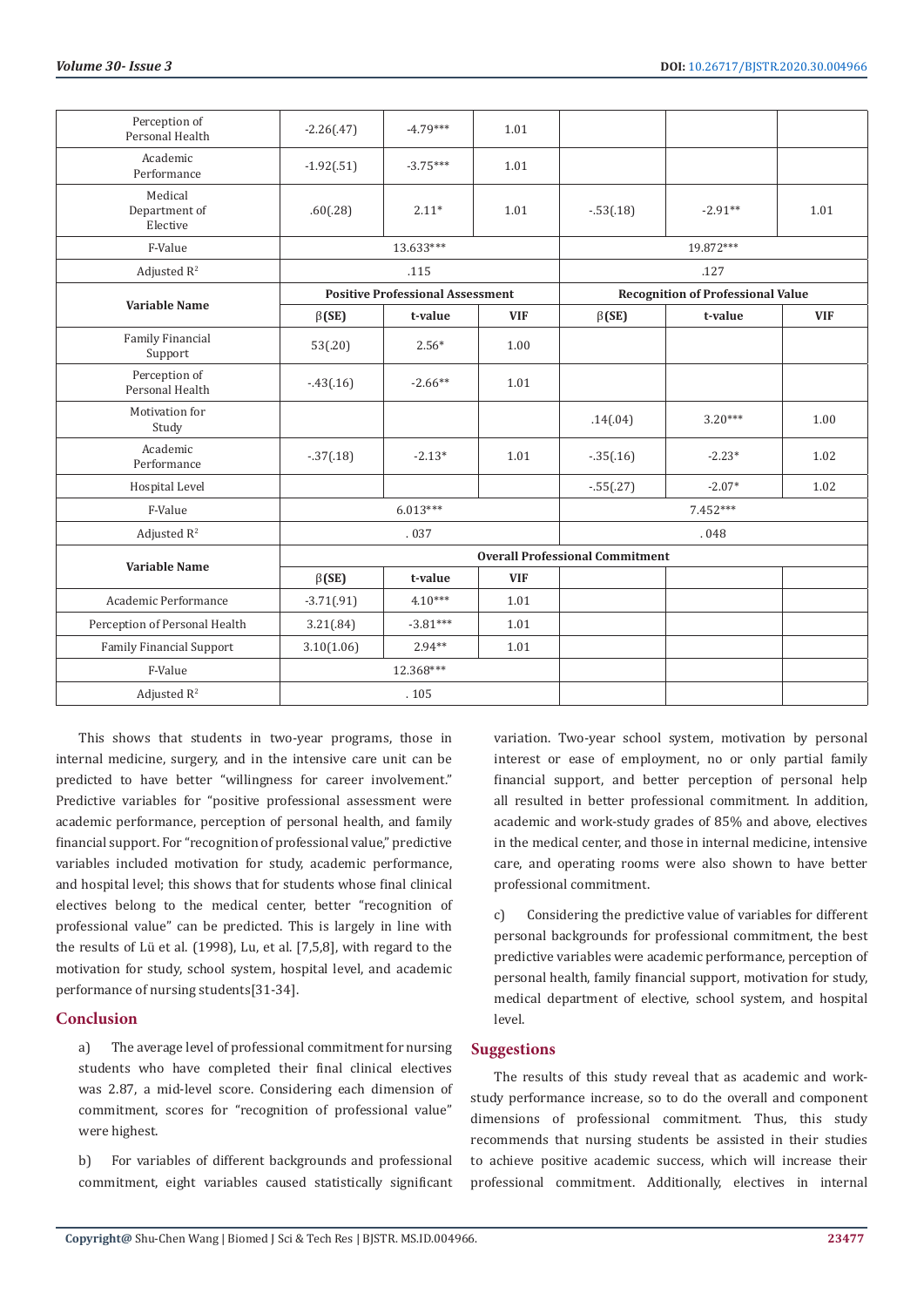| Perception of Personal Health | -2.26(.47) | -4.79*** | 1.01 | | | |
|---|---|---|---|---|---|---|
| Academic Performance | -1.92(.51) | -3.75*** | 1.01 | | | |
| Medical Department of Elective | .60(.28) | 2.11* | 1.01 | -.53(.18) | -2.91** | 1.01 |
| F-Value | 13.633*** | | | 19.872*** | | |
| Adjusted $R^2$ | .115 | | | .127 | | |
| **Variable Name** | **Positive Professional Assessment** | | | **Recognition of Professional Value** | | |
| | **β(SE)** | **t-value** | **VIF** | **β(SE)** | **t-value** | **VIF** |
| Family Financial Support | 53(.20) | 2.56* | 1.00 | | | |
| Perception of Personal Health | -.43(.16) | -2.66** | 1.01 | | | |
| Motivation for Study | | | | .14(.04) | 3.20*** | 1.00 |
| Academic Performance | -.37(.18) | -2.13* | 1.01 | -.35(.16) | -2.23* | 1.02 |
| Hospital Level | | | | -.55(.27) | -2.07* | 1.02 |
| F-Value | 6.013*** | | | 7.452*** | | |
| Adjusted $R^2$ | . 037 | | | . 048 | | |
| **Variable Name** | **Overall Professional Commitment** | | | | | |
| | **β(SE)** | **t-value** | **VIF** | | | |
| Academic Performance | -3.71(.91) | 4.10*** | 1.01 | | | |
| Perception of Personal Health | 3.21(.84) | -3.81*** | 1.01 | | | |
| Family Financial Support | 3.10(1.06) | 2.94** | 1.01 | | | |
| F-Value | 12.368*** | | | | | |
| Adjusted $R^2$ | . 105 | | | | | |

This shows that students in two-year programs, those in internal medicine, surgery, and in the intensive care unit can be predicted to have better "willingness for career involvement." Predictive variables for "positive professional assessment were academic performance, perception of personal health, and family financial support. For "recognition of professional value," predictive variables included motivation for study, academic performance, and hospital level; this shows that for students whose final clinical electives belong to the medical center, better "recognition of professional value" can be predicted. This is largely in line with the results of Lü et al. (1998), Lu, et al. [7,5,8], with regard to the motivation for study, school system, hospital level, and academic performance of nursing students[31-34].

## Conclusion

a) The average level of professional commitment for nursing students who have completed their final clinical electives was 2.87, a mid-level score. Considering each dimension of commitment, scores for "recognition of professional value" were highest.

b) For variables of different backgrounds and professional commitment, eight variables caused statistically significant variation. Two-year school system, motivation by personal interest or ease of employment, no or only partial family financial support, and better perception of personal help all resulted in better professional commitment. In addition, academic and work-study grades of 85% and above, electives in the medical center, and those in internal medicine, intensive care, and operating rooms were also shown to have better professional commitment.

c) Considering the predictive value of variables for different personal backgrounds for professional commitment, the best predictive variables were academic performance, perception of personal health, family financial support, motivation for study, medical department of elective, school system, and hospital level.

## Suggestions

The results of this study reveal that as academic and work-study performance increase, so to do the overall and component dimensions of professional commitment. Thus, this study recommends that nursing students be assisted in their studies to achieve positive academic success, which will increase their professional commitment. Additionally, electives in internal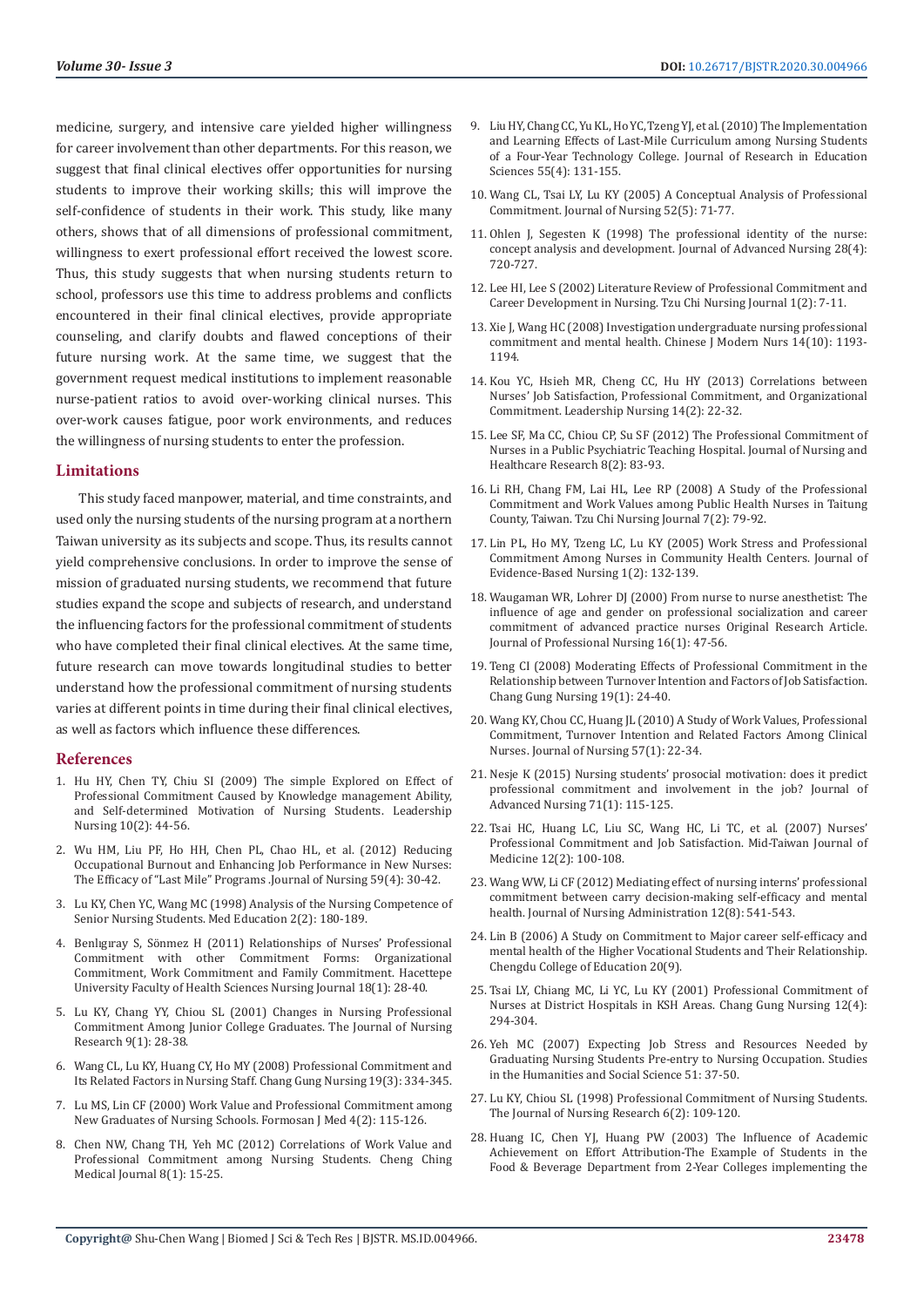medicine, surgery, and intensive care yielded higher willingness for career involvement than other departments. For this reason, we suggest that final clinical electives offer opportunities for nursing students to improve their working skills; this will improve the self-confidence of students in their work. This study, like many others, shows that of all dimensions of professional commitment, willingness to exert professional effort received the lowest score. Thus, this study suggests that when nursing students return to school, professors use this time to address problems and conflicts encountered in their final clinical electives, provide appropriate counseling, and clarify doubts and flawed conceptions of their future nursing work. At the same time, we suggest that the government request medical institutions to implement reasonable nurse-patient ratios to avoid over-working clinical nurses. This over-work causes fatigue, poor work environments, and reduces the willingness of nursing students to enter the profession.

## Limitations

This study faced manpower, material, and time constraints, and used only the nursing students of the nursing program at a northern Taiwan university as its subjects and scope. Thus, its results cannot yield comprehensive conclusions. In order to improve the sense of mission of graduated nursing students, we recommend that future studies expand the scope and subjects of research, and understand the influencing factors for the professional commitment of students who have completed their final clinical electives. At the same time, future research can move towards longitudinal studies to better understand how the professional commitment of nursing students varies at different points in time during their final clinical electives, as well as factors which influence these differences.

## References

1. Hu HY, Chen TY, Chiu SI (2009) The simple Explored on Effect of Professional Commitment Caused by Knowledge management Ability, and Self-determined Motivation of Nursing Students. Leadership Nursing 10(2): 44-56.
2. Wu HM, Liu PF, Ho HH, Chen PL, Chao HL, et al. (2012) Reducing Occupational Burnout and Enhancing Job Performance in New Nurses: The Efficacy of "Last Mile" Programs .Journal of Nursing 59(4): 30-42.
3. Lu KY, Chen YC, Wang MC (1998) Analysis of the Nursing Competence of Senior Nursing Students. Med Education 2(2): 180-189.
4. Benlıgıray S, Sönmez H (2011) Relationships of Nurses' Professional Commitment with other Commitment Forms: Organizational Commitment, Work Commitment and Family Commitment. Hacettepe University Faculty of Health Sciences Nursing Journal 18(1): 28-40.
5. Lu KY, Chang YY, Chiou SL (2001) Changes in Nursing Professional Commitment Among Junior College Graduates. The Journal of Nursing Research 9(1): 28-38.
6. Wang CL, Lu KY, Huang CY, Ho MY (2008) Professional Commitment and Its Related Factors in Nursing Staff. Chang Gung Nursing 19(3): 334-345.
7. Lu MS, Lin CF (2000) Work Value and Professional Commitment among New Graduates of Nursing Schools. Formosan J Med 4(2): 115-126.
8. Chen NW, Chang TH, Yeh MC (2012) Correlations of Work Value and Professional Commitment among Nursing Students. Cheng Ching Medical Journal 8(1): 15-25.
9. Liu HY, Chang CC, Yu KL, Ho YC, Tzeng YJ, et al. (2010) The Implementation and Learning Effects of Last-Mile Curriculum among Nursing Students of a Four-Year Technology College. Journal of Research in Education Sciences 55(4): 131-155.
10. Wang CL, Tsai LY, Lu KY (2005) A Conceptual Analysis of Professional Commitment. Journal of Nursing 52(5): 71-77.
11. Ohlen J, Segesten K (1998) The professional identity of the nurse: concept analysis and development. Journal of Advanced Nursing 28(4): 720-727.
12. Lee HI, Lee S (2002) Literature Review of Professional Commitment and Career Development in Nursing. Tzu Chi Nursing Journal 1(2): 7-11.
13. Xie J, Wang HC (2008) Investigation undergraduate nursing professional commitment and mental health. Chinese J Modern Nurs 14(10): 1193-1194.
14. Kou YC, Hsieh MR, Cheng CC, Hu HY (2013) Correlations between Nurses' Job Satisfaction, Professional Commitment, and Organizational Commitment. Leadership Nursing 14(2): 22-32.
15. Lee SF, Ma CC, Chiou CP, Su SF (2012) The Professional Commitment of Nurses in a Public Psychiatric Teaching Hospital. Journal of Nursing and Healthcare Research 8(2): 83-93.
16. Li RH, Chang FM, Lai HL, Lee RP (2008) A Study of the Professional Commitment and Work Values among Public Health Nurses in Taitung County, Taiwan. Tzu Chi Nursing Journal 7(2): 79-92.
17. Lin PL, Ho MY, Tzeng LC, Lu KY (2005) Work Stress and Professional Commitment Among Nurses in Community Health Centers. Journal of Evidence-Based Nursing 1(2): 132-139.
18. Waugaman WR, Lohrer DJ (2000) From nurse to nurse anesthetist: The influence of age and gender on professional socialization and career commitment of advanced practice nurses Original Research Article. Journal of Professional Nursing 16(1): 47-56.
19. Teng CI (2008) Moderating Effects of Professional Commitment in the Relationship between Turnover Intention and Factors of Job Satisfaction. Chang Gung Nursing 19(1): 24-40.
20. Wang KY, Chou CC, Huang JL (2010) A Study of Work Values, Professional Commitment, Turnover Intention and Related Factors Among Clinical Nurses. Journal of Nursing 57(1): 22-34.
21. Nesje K (2015) Nursing students' prosocial motivation: does it predict professional commitment and involvement in the job? Journal of Advanced Nursing 71(1): 115-125.
22. Tsai HC, Huang LC, Liu SC, Wang HC, Li TC, et al. (2007) Nurses' Professional Commitment and Job Satisfaction. Mid-Taiwan Journal of Medicine 12(2): 100-108.
23. Wang WW, Li CF (2012) Mediating effect of nursing interns' professional commitment between carry decision-making self-efficacy and mental health. Journal of Nursing Administration 12(8): 541-543.
24. Lin B (2006) A Study on Commitment to Major career self-efficacy and mental health of the Higher Vocational Students and Their Relationship. Chengdu College of Education 20(9).
25. Tsai LY, Chiang MC, Li YC, Lu KY (2001) Professional Commitment of Nurses at District Hospitals in KSH Areas. Chang Gung Nursing 12(4): 294-304.
26. Yeh MC (2007) Expecting Job Stress and Resources Needed by Graduating Nursing Students Pre-entry to Nursing Occupation. Studies in the Humanities and Social Science 51: 37-50.
27. Lu KY, Chiou SL (1998) Professional Commitment of Nursing Students. The Journal of Nursing Research 6(2): 109-120.
28. Huang IC, Chen YJ, Huang PW (2003) The Influence of Academic Achievement on Effort Attribution-The Example of Students in the Food & Beverage Department from 2-Year Colleges implementing the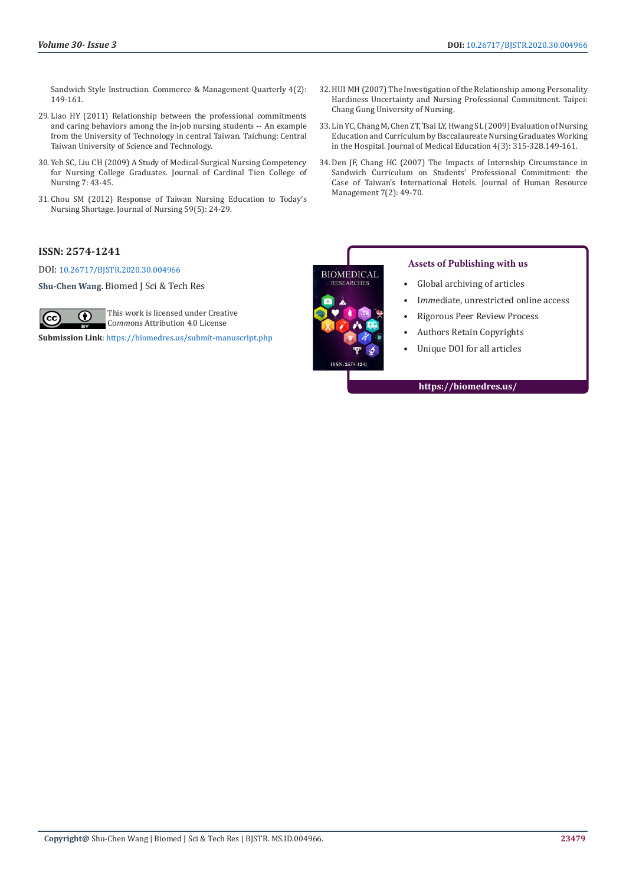Sandwich Style Instruction. Commerce & Management Quarterly 4(2): 149-161.

29. Liao HY (2011) Relationship between the professional commitments and caring behaviors among the in-job nursing students -- An example from the University of Technology in central Taiwan. Taichung: Central Taiwan University of Science and Technology.
30. Yeh SC, Liu CH (2009) A Study of Medical-Surgical Nursing Competency for Nursing College Graduates. Journal of Cardinal Tien College of Nursing 7: 43-45.
31. Chou SM (2012) Response of Taiwan Nursing Education to Today's Nursing Shortage. Journal of Nursing 59(5): 24-29.
32. HUI MH (2007) The Investigation of the Relationship among Personality Hardiness Uncertainty and Nursing Professional Commitment. Taipei: Chang Gung University of Nursing.
33. Lin YC, Chang M, Chen ZT, Tsai LY, Hwang SL (2009) Evaluation of Nursing Education and Curriculum by Baccalaureate Nursing Graduates Working in the Hospital. Journal of Medical Education 4(3): 315-328.149-161.
34. Den JF, Chang HC (2007) The Impacts of Internship Circumstance in Sandwich Curriculum on Students' Professional Commitment: the Case of Taiwan's International Hotels. Journal of Human Resource Management 7(2): 49-70.

**ISSN: 2574-1241**

DOI: 10.26717/BJSTR.2020.30.004966

**Shu-Chen Wang.** Biomed J Sci & Tech Res

This work is licensed under Creative Commons Attribution 4.0 License

**Submission Link**: https://biomedres.us/submit-manuscript.php

BIOMEDICAL RESEARCHES

ISSN: 2574-1241

**Assets of Publishing with us**

- Global archiving of articles
- Immediate, unrestricted online access
- Rigorous Peer Review Process
- Authors Retain Copyrights
- Unique DOI for all articles

**https://biomedres.us/**